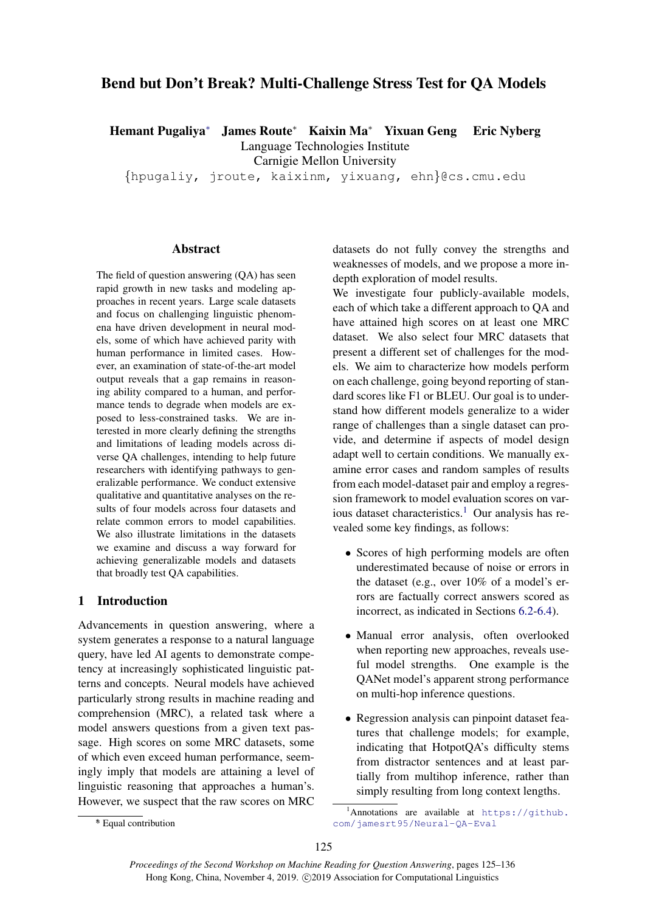# Bend but Don't Break? Multi-Challenge Stress Test for QA Models

**Hemant Pugaliya*** **James Route*** **Kaixin Ma*** **Yixuan Geng** **Eric Nyberg**

Language Technologies Institute
Carnigie Mellon University

{hpugaliy, jroute, kaixinm, yixuang, ehn}@cs.cmu.edu

## Abstract

The field of question answering (QA) has seen rapid growth in new tasks and modeling approaches in recent years. Large scale datasets and focus on challenging linguistic phenomena have driven development in neural models, some of which have achieved parity with human performance in limited cases. However, an examination of state-of-the-art model output reveals that a gap remains in reasoning ability compared to a human, and performance tends to degrade when models are exposed to less-constrained tasks. We are interested in more clearly defining the strengths and limitations of leading models across diverse QA challenges, intending to help future researchers with identifying pathways to generalizable performance. We conduct extensive qualitative and quantitative analyses on the results of four models across four datasets and relate common errors to model capabilities. We also illustrate limitations in the datasets we examine and discuss a way forward for achieving generalizable models and datasets that broadly test QA capabilities.

## 1 Introduction

Advancements in question answering, where a system generates a response to a natural language query, have led AI agents to demonstrate competency at increasingly sophisticated linguistic patterns and concepts. Neural models have achieved particularly strong results in machine reading and comprehension (MRC), a related task where a model answers questions from a given text passage. High scores on some MRC datasets, some of which even exceed human performance, seemingly imply that models are attaining a level of linguistic reasoning that approaches a human's. However, we suspect that the raw scores on MRC datasets do not fully convey the strengths and weaknesses of models, and we propose a more in-depth exploration of model results.

We investigate four publicly-available models, each of which take a different approach to QA and have attained high scores on at least one MRC dataset. We also select four MRC datasets that present a different set of challenges for the models. We aim to characterize how models perform on each challenge, going beyond reporting of standard scores like F1 or BLEU. Our goal is to understand how different models generalize to a wider range of challenges than a single dataset can provide, and determine if aspects of model design adapt well to certain conditions. We manually examine error cases and random samples of results from each model-dataset pair and employ a regression framework to model evaluation scores on various dataset characteristics.[1] Our analysis has revealed some key findings, as follows:

- Scores of high performing models are often underestimated because of noise or errors in the dataset (e.g., over 10% of a model's errors are factually correct answers scored as incorrect, as indicated in Sections 6.2-6.4).
- Manual error analysis, often overlooked when reporting new approaches, reveals useful model strengths. One example is the QANet model's apparent strong performance on multi-hop inference questions.
- Regression analysis can pinpoint dataset features that challenge models; for example, indicating that HotpotQA's difficulty stems from distractor sentences and at least partially from multihop inference, rather than simply resulting from long context lengths.

* Equal contribution

[1] Annotations are available at https://github.com/jamesrt95/Neural-QA-Eval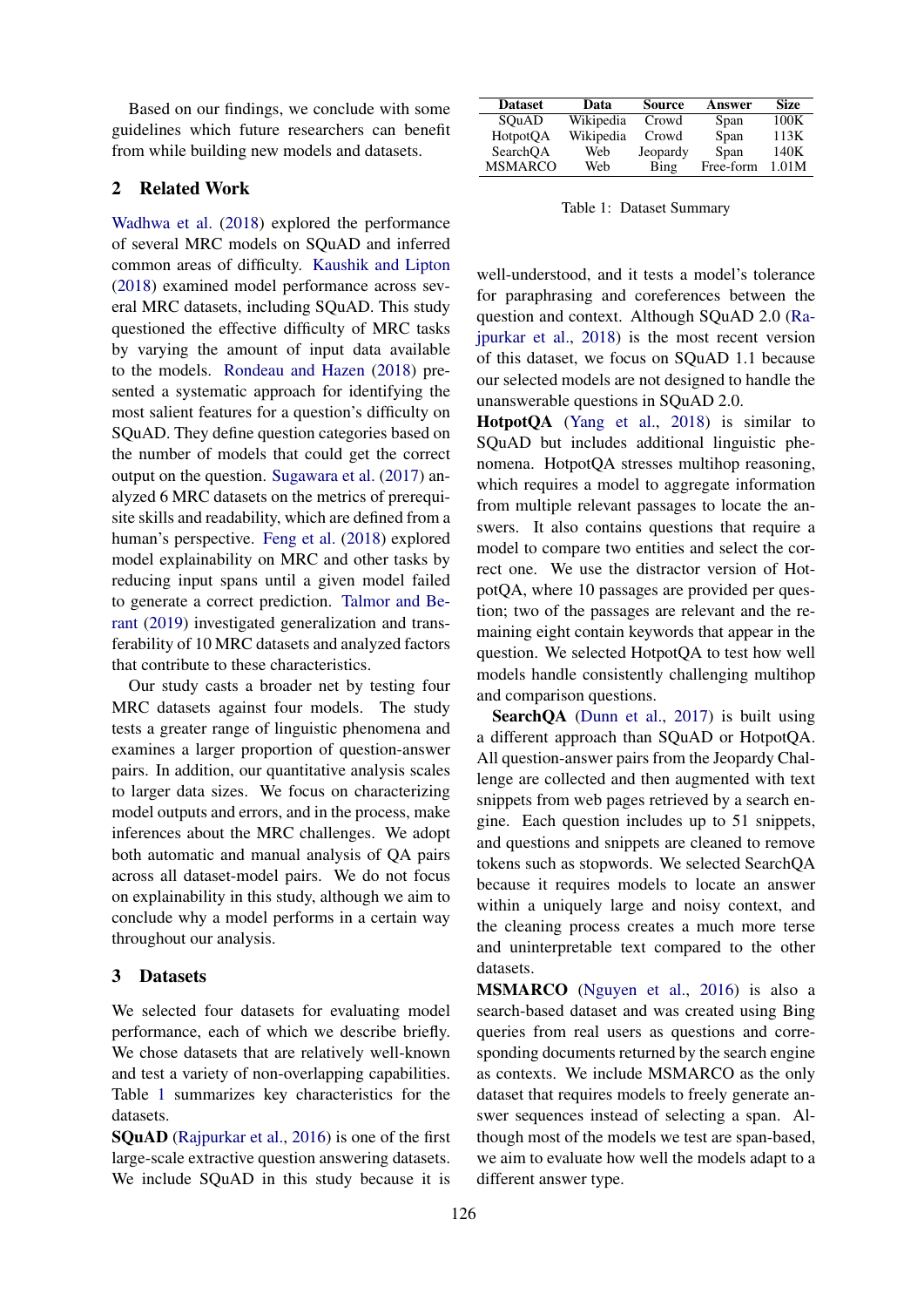Based on our findings, we conclude with some guidelines which future researchers can benefit from while building new models and datasets.

## 2 Related Work

Wadhwa et al. (2018) explored the performance of several MRC models on SQuAD and inferred common areas of difficulty. Kaushik and Lipton (2018) examined model performance across several MRC datasets, including SQuAD. This study questioned the effective difficulty of MRC tasks by varying the amount of input data available to the models. Rondeau and Hazen (2018) presented a systematic approach for identifying the most salient features for a question's difficulty on SQuAD. They define question categories based on the number of models that could get the correct output on the question. Sugawara et al. (2017) analyzed 6 MRC datasets on the metrics of prerequisite skills and readability, which are defined from a human's perspective. Feng et al. (2018) explored model explainability on MRC and other tasks by reducing input spans until a given model failed to generate a correct prediction. Talmor and Berant (2019) investigated generalization and transferability of 10 MRC datasets and analyzed factors that contribute to these characteristics.

Our study casts a broader net by testing four MRC datasets against four models. The study tests a greater range of linguistic phenomena and examines a larger proportion of question-answer pairs. In addition, our quantitative analysis scales to larger data sizes. We focus on characterizing model outputs and errors, and in the process, make inferences about the MRC challenges. We adopt both automatic and manual analysis of QA pairs across all dataset-model pairs. We do not focus on explainability in this study, although we aim to conclude why a model performs in a certain way throughout our analysis.

## 3 Datasets

We selected four datasets for evaluating model performance, each of which we describe briefly. We chose datasets that are relatively well-known and test a variety of non-overlapping capabilities. Table 1 summarizes key characteristics for the datasets.

| Dataset | Data | Source | Answer | Size |
|---|---|---|---|---|
| SQuAD | Wikipedia | Crowd | Span | 100K |
| HotpotQA | Wikipedia | Crowd | Span | 113K |
| SearchQA | Web | Jeopardy | Span | 140K |
| MSMARCO | Web | Bing | Free-form | 1.01M |

Table 1: Dataset Summary

**SQuAD** (Rajpurkar et al., 2016) is one of the first large-scale extractive question answering datasets. We include SQuAD in this study because it is well-understood, and it tests a model's tolerance for paraphrasing and coreferences between the question and context. Although SQuAD 2.0 (Rajpurkar et al., 2018) is the most recent version of this dataset, we focus on SQuAD 1.1 because our selected models are not designed to handle the unanswerable questions in SQuAD 2.0.

**HotpotQA** (Yang et al., 2018) is similar to SQuAD but includes additional linguistic phenomena. HotpotQA stresses multihop reasoning, which requires a model to aggregate information from multiple relevant passages to locate the answers. It also contains questions that require a model to compare two entities and select the correct one. We use the distractor version of HotpotQA, where 10 passages are provided per question; two of the passages are relevant and the remaining eight contain keywords that appear in the question. We selected HotpotQA to test how well models handle consistently challenging multihop and comparison questions.

**SearchQA** (Dunn et al., 2017) is built using a different approach than SQuAD or HotpotQA. All question-answer pairs from the Jeopardy Challenge are collected and then augmented with text snippets from web pages retrieved by a search engine. Each question includes up to 51 snippets, and questions and snippets are cleaned to remove tokens such as stopwords. We selected SearchQA because it requires models to locate an answer within a uniquely large and noisy context, and the cleaning process creates a much more terse and uninterpretable text compared to the other datasets.

**MSMARCO** (Nguyen et al., 2016) is also a search-based dataset and was created using Bing queries from real users as questions and corresponding documents returned by the search engine as contexts. We include MSMARCO as the only dataset that requires models to freely generate answer sequences instead of selecting a span. Although most of the models we test are span-based, we aim to evaluate how well the models adapt to a different answer type.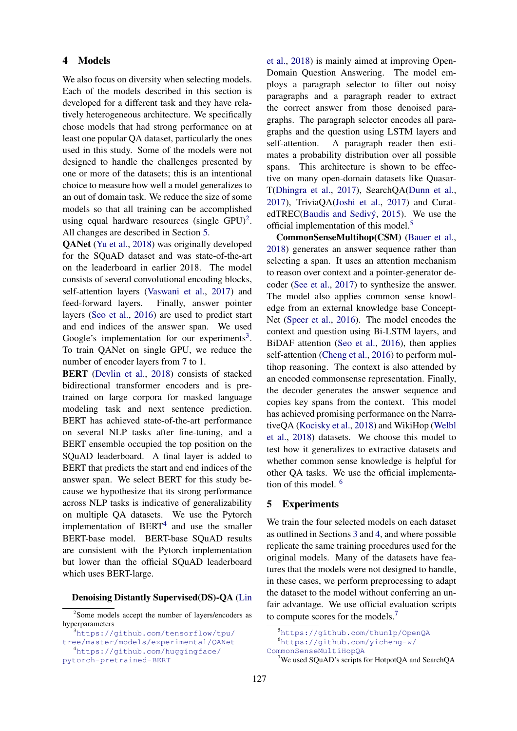## 4 Models

We also focus on diversity when selecting models. Each of the models described in this section is developed for a different task and they have relatively heterogeneous architecture. We specifically chose models that had strong performance on at least one popular QA dataset, particularly the ones used in this study. Some of the models were not designed to handle the challenges presented by one or more of the datasets; this is an intentional choice to measure how well a model generalizes to an out of domain task. We reduce the size of some models so that all training can be accomplished using equal hardware resources (single GPU)[2]. All changes are described in Section 5.

**QANet** (Yu et al., 2018) was originally developed for the SQuAD dataset and was state-of-the-art on the leaderboard in earlier 2018. The model consists of several convolutional encoding blocks, self-attention layers (Vaswani et al., 2017) and feed-forward layers. Finally, answer pointer layers (Seo et al., 2016) are used to predict start and end indices of the answer span. We used Google's implementation for our experiments[3]. To train QANet on single GPU, we reduce the number of encoder layers from 7 to 1.

**BERT** (Devlin et al., 2018) consists of stacked bidirectional transformer encoders and is pre-trained on large corpora for masked language modeling task and next sentence prediction. BERT has achieved state-of-the-art performance on several NLP tasks after fine-tuning, and a BERT ensemble occupied the top position on the SQuAD leaderboard. A final layer is added to BERT that predicts the start and end indices of the answer span. We select BERT for this study because we hypothesize that its strong performance across NLP tasks is indicative of generalizability on multiple QA datasets. We use the Pytorch implementation of BERT[4] and use the smaller BERT-base model. BERT-base SQuAD results are consistent with the Pytorch implementation but lower than the official SQuAD leaderboard which uses BERT-large.

**Denoising Distantly Supervised(DS)-QA** (Lin et al., 2018) is mainly aimed at improving Open-Domain Question Answering. The model employs a paragraph selector to filter out noisy paragraphs and a paragraph reader to extract the correct answer from those denoised paragraphs. The paragraph selector encodes all paragraphs and the question using LSTM layers and self-attention. A paragraph reader then estimates a probability distribution over all possible spans. This architecture is shown to be effective on many open-domain datasets like Quasar-T(Dhingra et al., 2017), SearchQA(Dunn et al., 2017), TriviaQA(Joshi et al., 2017) and CuratedTREC(Baudis and Sedivý, 2015). We use the official implementation of this model.[5]

**CommonSenseMultihop(CSM)** (Bauer et al., 2018) generates an answer sequence rather than selecting a span. It uses an attention mechanism to reason over context and a pointer-generator decoder (See et al., 2017) to synthesize the answer. The model also applies common sense knowledge from an external knowledge base ConceptNet (Speer et al., 2016). The model encodes the context and question using Bi-LSTM layers, and BiDAF attention (Seo et al., 2016), then applies self-attention (Cheng et al., 2016) to perform multihop reasoning. The context is also attended by an encoded commonsense representation. Finally, the decoder generates the answer sequence and copies key spans from the context. This model has achieved promising performance on the NarrativeQA (Kocisky et al., 2018) and WikiHop (Welbl et al., 2018) datasets. We choose this model to test how it generalizes to extractive datasets and whether common sense knowledge is helpful for other QA tasks. We use the official implementation of this model. [6]

## 5 Experiments

We train the four selected models on each dataset as outlined in Sections 3 and 4, and where possible replicate the same training procedures used for the original models. Many of the datasets have features that the models were not designed to handle, in these cases, we perform preprocessing to adapt the dataset to the model without conferring an unfair advantage. We use official evaluation scripts to compute scores for the models.[7]

---

[2] Some models accept the number of layers/encoders as hyperparameters

[3] https://github.com/tensorflow/tpu/tree/master/models/experimental/QANet

[4] https://github.com/huggingface/pytorch-pretrained-BERT

[5] https://github.com/thunlp/OpenQA

[6] https://github.com/yicheng-w/CommonSenseMultiHopQA

[7] We used SQuAD's scripts for HotpotQA and SearchQA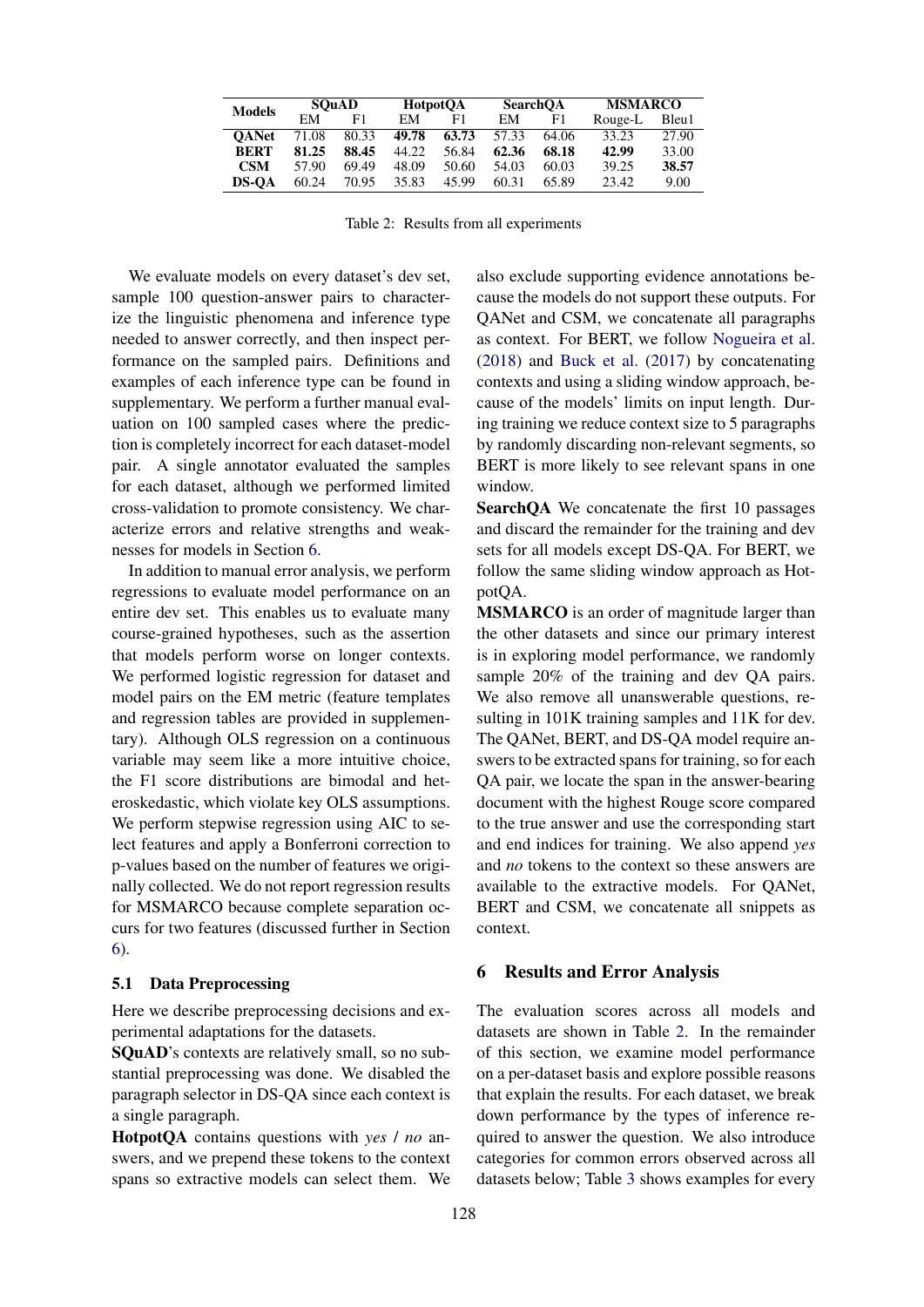| Models | SQuAD | | HotpotQA | | SearchQA | | MSMARCO | |
|---|---|---|---|---|---|---|---|---|
| | EM | F1 | EM | F1 | EM | F1 | Rouge-L | Bleu1 |
| **QANet** | 71.08 | 80.33 | **49.78** | **63.73** | 57.33 | 64.06 | 33.23 | 27.90 |
| **BERT** | **81.25** | **88.45** | 44.22 | 56.84 | **62.36** | **68.18** | **42.99** | 33.00 |
| **CSM** | 57.90 | 69.49 | 48.09 | 50.60 | 54.03 | 60.03 | 39.25 | **38.57** |
| **DS-QA** | 60.24 | 70.95 | 35.83 | 45.99 | 60.31 | 65.89 | 23.42 | 9.00 |

Table 2: Results from all experiments

We evaluate models on every dataset's dev set, sample 100 question-answer pairs to characterize the linguistic phenomena and inference type needed to answer correctly, and then inspect performance on the sampled pairs. Definitions and examples of each inference type can be found in supplementary. We perform a further manual evaluation on 100 sampled cases where the prediction is completely incorrect for each dataset-model pair. A single annotator evaluated the samples for each dataset, although we performed limited cross-validation to promote consistency. We characterize errors and relative strengths and weaknesses for models in Section 6.

In addition to manual error analysis, we perform regressions to evaluate model performance on an entire dev set. This enables us to evaluate many course-grained hypotheses, such as the assertion that models perform worse on longer contexts. We performed logistic regression for dataset and model pairs on the EM metric (feature templates and regression tables are provided in supplementary). Although OLS regression on a continuous variable may seem like a more intuitive choice, the F1 score distributions are bimodal and heteroskedastic, which violate key OLS assumptions. We perform stepwise regression using AIC to select features and apply a Bonferroni correction to p-values based on the number of features we originally collected. We do not report regression results for MSMARCO because complete separation occurs for two features (discussed further in Section 6).

### 5.1 Data Preprocessing

Here we describe preprocessing decisions and experimental adaptations for the datasets.

**SQuAD**'s contexts are relatively small, so no substantial preprocessing was done. We disabled the paragraph selector in DS-QA since each context is a single paragraph.

**HotpotQA** contains questions with *yes* / *no* answers, and we prepend these tokens to the context spans so extractive models can select them. We also exclude supporting evidence annotations because the models do not support these outputs. For QANet and CSM, we concatenate all paragraphs as context. For BERT, we follow Nogueira et al. (2018) and Buck et al. (2017) by concatenating contexts and using a sliding window approach, because of the models' limits on input length. During training we reduce context size to 5 paragraphs by randomly discarding non-relevant segments, so BERT is more likely to see relevant spans in one window.

**SearchQA** We concatenate the first 10 passages and discard the remainder for the training and dev sets for all models except DS-QA. For BERT, we follow the same sliding window approach as HotpotQA.

**MSMARCO** is an order of magnitude larger than the other datasets and since our primary interest is in exploring model performance, we randomly sample 20% of the training and dev QA pairs. We also remove all unanswerable questions, resulting in 101K training samples and 11K for dev. The QANet, BERT, and DS-QA model require answers to be extracted spans for training, so for each QA pair, we locate the span in the answer-bearing document with the highest Rouge score compared to the true answer and use the corresponding start and end indices for training. We also append *yes* and *no* tokens to the context so these answers are available to the extractive models. For QANet, BERT and CSM, we concatenate all snippets as context.

## 6 Results and Error Analysis

The evaluation scores across all models and datasets are shown in Table 2. In the remainder of this section, we examine model performance on a per-dataset basis and explore possible reasons that explain the results. For each dataset, we break down performance by the types of inference required to answer the question. We also introduce categories for common errors observed across all datasets below; Table 3 shows examples for every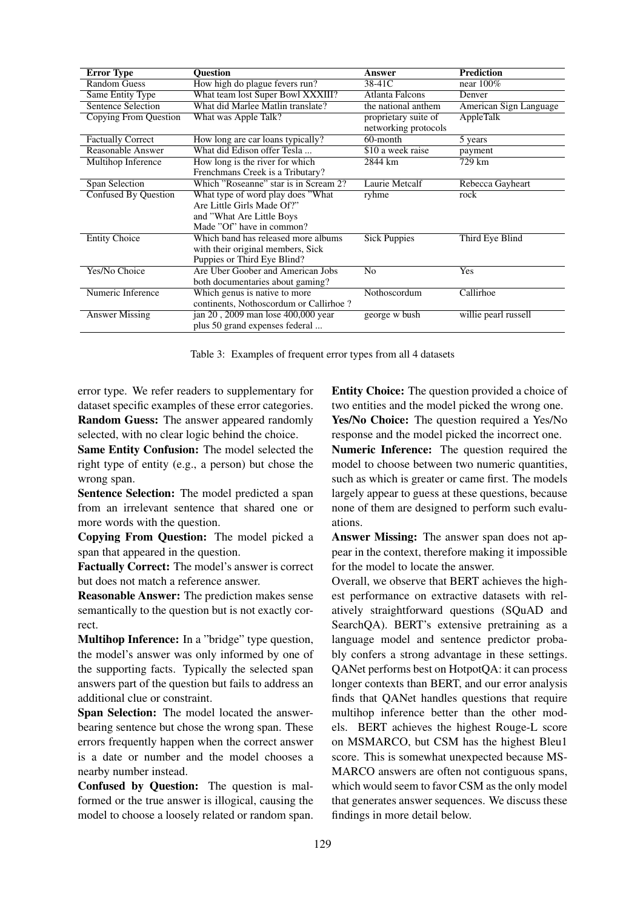| Error Type | Question | Answer | Prediction |
|---|---|---|---|
| Random Guess | How high do plague fevers run? | 38-41C | near 100% |
| Same Entity Type | What team lost Super Bowl XXXIII? | Atlanta Falcons | Denver |
| Sentence Selection | What did Marlee Matlin translate? | the national anthem | American Sign Language |
| Copying From Question | What was Apple Talk? | proprietary suite of networking protocols | AppleTalk |
| Factually Correct | How long are car loans typically? | 60-month | 5 years |
| Reasonable Answer | What did Edison offer Tesla ... | $10 a week raise | payment |
| Multihop Inference | How long is the river for which Frenchmans Creek is a Tributary? | 2844 km | 729 km |
| Span Selection | Which "Roseanne" star is in Scream 2? | Laurie Metcalf | Rebecca Gayheart |
| Confused By Question | What type of word play does "What Are Little Girls Made Of?" and "What Are Little Boys Made "Of" have in common? | ryhme | rock |
| Entity Choice | Which band has released more albums with their original members, Sick Puppies or Third Eye Blind? | Sick Puppies | Third Eye Blind |
| Yes/No Choice | Are Uber Goober and American Jobs both documentaries about gaming? | No | Yes |
| Numeric Inference | Which genus is native to more continents, Nothoscordum or Callirhoe ? | Nothoscordum | Callirhoe |
| Answer Missing | jan 20 , 2009 man lose 400,000 year plus 50 grand expenses federal ... | george w bush | willie pearl russell |

Table 3: Examples of frequent error types from all 4 datasets

error type. We refer readers to supplementary for dataset specific examples of these error categories.

**Random Guess:** The answer appeared randomly selected, with no clear logic behind the choice.

**Same Entity Confusion:** The model selected the right type of entity (e.g., a person) but chose the wrong span.

**Sentence Selection:** The model predicted a span from an irrelevant sentence that shared one or more words with the question.

**Copying From Question:** The model picked a span that appeared in the question.

**Factually Correct:** The model's answer is correct but does not match a reference answer.

**Reasonable Answer:** The prediction makes sense semantically to the question but is not exactly correct.

**Multihop Inference:** In a "bridge" type question, the model's answer was only informed by one of the supporting facts. Typically the selected span answers part of the question but fails to address an additional clue or constraint.

**Span Selection:** The model located the answer-bearing sentence but chose the wrong span. These errors frequently happen when the correct answer is a date or number and the model chooses a nearby number instead.

**Confused by Question:** The question is malformed or the true answer is illogical, causing the model to choose a loosely related or random span.

**Entity Choice:** The question provided a choice of two entities and the model picked the wrong one.

**Yes/No Choice:** The question required a Yes/No response and the model picked the incorrect one.

**Numeric Inference:** The question required the model to choose between two numeric quantities, such as which is greater or came first. The models largely appear to guess at these questions, because none of them are designed to perform such evaluations.

**Answer Missing:** The answer span does not appear in the context, therefore making it impossible for the model to locate the answer.

Overall, we observe that BERT achieves the highest performance on extractive datasets with relatively straightforward questions (SQuAD and SearchQA). BERT's extensive pretraining as a language model and sentence predictor probably confers a strong advantage in these settings. QANet performs best on HotpotQA: it can process longer contexts than BERT, and our error analysis finds that QANet handles questions that require multihop inference better than the other models. BERT achieves the highest Rouge-L score on MSMARCO, but CSM has the highest Bleu1 score. This is somewhat unexpected because MSMARCO answers are often not contiguous spans, which would seem to favor CSM as the only model that generates answer sequences. We discuss these findings in more detail below.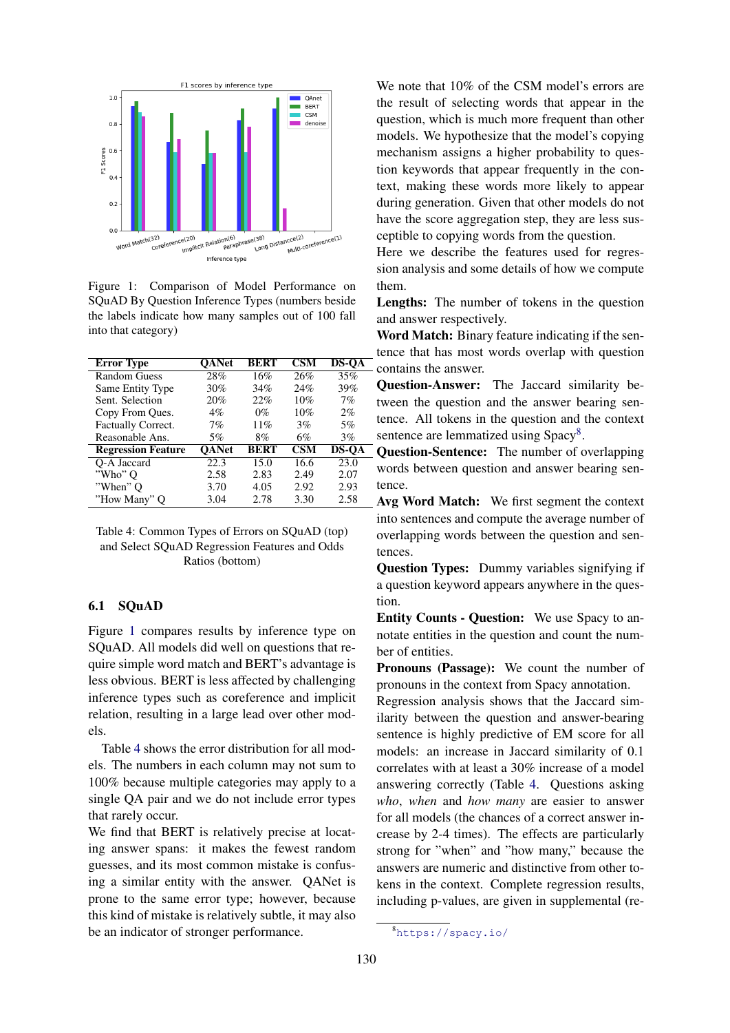Figure 1: Comparison of Model Performance on SQuAD By Question Inference Types (numbers beside the labels indicate how many samples out of 100 fall into that category)

| Error Type | QANet | BERT | CSM | DS-QA |
|---|---|---|---|---|
| Random Guess | 28% | 16% | 26% | 35% |
| Same Entity Type | 30% | 34% | 24% | 39% |
| Sent. Selection | 20% | 22% | 10% | 7% |
| Copy From Ques. | 4% | 0% | 10% | 2% |
| Factually Correct. | 7% | 11% | 3% | 5% |
| Reasonable Ans. | 5% | 8% | 6% | 3% |
| **Regression Feature** | **QANet** | **BERT** | **CSM** | **DS-QA** |
| Q-A Jaccard | 22.3 | 15.0 | 16.6 | 23.0 |
| "Who" Q | 2.58 | 2.83 | 2.49 | 2.07 |
| "When" Q | 3.70 | 4.05 | 2.92 | 2.93 |
| "How Many" Q | 3.04 | 2.78 | 3.30 | 2.58 |

Table 4: Common Types of Errors on SQuAD (top) and Select SQuAD Regression Features and Odds Ratios (bottom)

### 6.1 SQuAD

Figure 1 compares results by inference type on SQuAD. All models did well on questions that require simple word match and BERT's advantage is less obvious. BERT is less affected by challenging inference types such as coreference and implicit relation, resulting in a large lead over other models.

Table 4 shows the error distribution for all models. The numbers in each column may not sum to 100% because multiple categories may apply to a single QA pair and we do not include error types that rarely occur.

We find that BERT is relatively precise at locating answer spans: it makes the fewest random guesses, and its most common mistake is confusing a similar entity with the answer. QANet is prone to the same error type; however, because this kind of mistake is relatively subtle, it may also be an indicator of stronger performance.

We note that 10% of the CSM model's errors are the result of selecting words that appear in the question, which is much more frequent than other models. We hypothesize that the model's copying mechanism assigns a higher probability to question keywords that appear frequently in the context, making these words more likely to appear during generation. Given that other models do not have the score aggregation step, they are less susceptible to copying words from the question.

Here we describe the features used for regression analysis and some details of how we compute them.

**Lengths:** The number of tokens in the question and answer respectively.

**Word Match:** Binary feature indicating if the sentence that has most words overlap with question contains the answer.

**Question-Answer:** The Jaccard similarity between the question and the answer bearing sentence. All tokens in the question and the context sentence are lemmatized using Spacy[8].

**Question-Sentence:** The number of overlapping words between question and answer bearing sentence.

**Avg Word Match:** We first segment the context into sentences and compute the average number of overlapping words between the question and sentences.

**Question Types:** Dummy variables signifying if a question keyword appears anywhere in the question.

**Entity Counts - Question:** We use Spacy to annotate entities in the question and count the number of entities.

**Pronouns (Passage):** We count the number of pronouns in the context from Spacy annotation.

Regression analysis shows that the Jaccard similarity between the question and answer-bearing sentence is highly predictive of EM score for all models: an increase in Jaccard similarity of 0.1 correlates with at least a 30% increase of a model answering correctly (Table 4. Questions asking *who*, *when* and *how many* are easier to answer for all models (the chances of a correct answer increase by 2-4 times). The effects are particularly strong for "when" and "how many," because the answers are numeric and distinctive from other tokens in the context. Complete regression results, including p-values, are given in supplemental (re-

[8] https://spacy.io/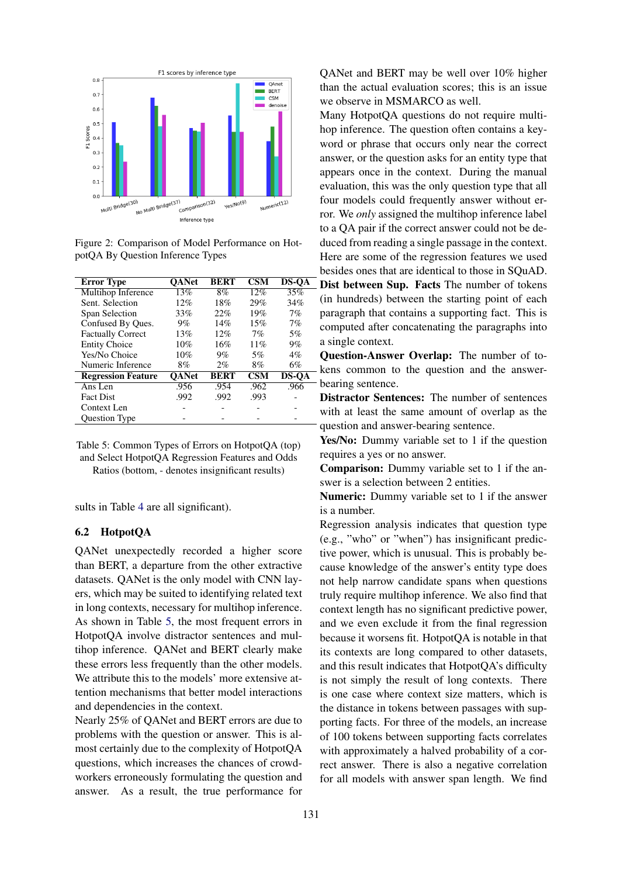Figure 2: Comparison of Model Performance on HotpotQA By Question Inference Types

| Error Type | QANet | BERT | CSM | DS-QA |
|---|---|---|---|---|
| Multihop Inference | 13% | 8% | 12% | 35% |
| Sent. Selection | 12% | 18% | 29% | 34% |
| Span Selection | 33% | 22% | 19% | 7% |
| Confused By Ques. | 9% | 14% | 15% | 7% |
| Factually Correct | 13% | 12% | 7% | 5% |
| Entity Choice | 10% | 16% | 11% | 9% |
| Yes/No Choice | 10% | 9% | 5% | 4% |
| Numeric Inference | 8% | 2% | 8% | 6% |
| **Regression Feature** | **QANet** | **BERT** | **CSM** | **DS-QA** |
| Ans Len | .956 | .954 | .962 | .966 |
| Fact Dist | .992 | .992 | .993 | - |
| Context Len | - | - | - | - |
| Question Type | - | - | - | - |

Table 5: Common Types of Errors on HotpotQA (top) and Select HotpotQA Regression Features and Odds Ratios (bottom, - denotes insignificant results)

sults in Table 4 are all significant).

## 6.2 HotpotQA

QANet unexpectedly recorded a higher score than BERT, a departure from the other extractive datasets. QANet is the only model with CNN layers, which may be suited to identifying related text in long contexts, necessary for multihop inference. As shown in Table 5, the most frequent errors in HotpotQA involve distractor sentences and multihop inference. QANet and BERT clearly make these errors less frequently than the other models. We attribute this to the models' more extensive attention mechanisms that better model interactions and dependencies in the context.

Nearly 25% of QANet and BERT errors are due to problems with the question or answer. This is almost certainly due to the complexity of HotpotQA questions, which increases the chances of crowdworkers erroneously formulating the question and answer. As a result, the true performance for QANet and BERT may be well over 10% higher than the actual evaluation scores; this is an issue we observe in MSMARCO as well.

Many HotpotQA questions do not require multihop inference. The question often contains a keyword or phrase that occurs only near the correct answer, or the question asks for an entity type that appears once in the context. During the manual evaluation, this was the only question type that all four models could frequently answer without error. We *only* assigned the multihop inference label to a QA pair if the correct answer could not be deduced from reading a single passage in the context. Here are some of the regression features we used besides ones that are identical to those in SQuAD.

**Dist between Sup. Facts** The number of tokens (in hundreds) between the starting point of each paragraph that contains a supporting fact. This is computed after concatenating the paragraphs into a single context.

**Question-Answer Overlap:** The number of tokens common to the question and the answer-bearing sentence.

**Distractor Sentences:** The number of sentences with at least the same amount of overlap as the question and answer-bearing sentence.

**Yes/No:** Dummy variable set to 1 if the question requires a yes or no answer.

**Comparison:** Dummy variable set to 1 if the answer is a selection between 2 entities.

**Numeric:** Dummy variable set to 1 if the answer is a number.

Regression analysis indicates that question type (e.g., "who" or "when") has insignificant predictive power, which is unusual. This is probably because knowledge of the answer's entity type does not help narrow candidate spans when questions truly require multihop inference. We also find that context length has no significant predictive power, and we even exclude it from the final regression because it worsens fit. HotpotQA is notable in that its contexts are long compared to other datasets, and this result indicates that HotpotQA's difficulty is not simply the result of long contexts. There is one case where context size matters, which is the distance in tokens between passages with supporting facts. For three of the models, an increase of 100 tokens between supporting facts correlates with approximately a halved probability of a correct answer. There is also a negative correlation for all models with answer span length. We find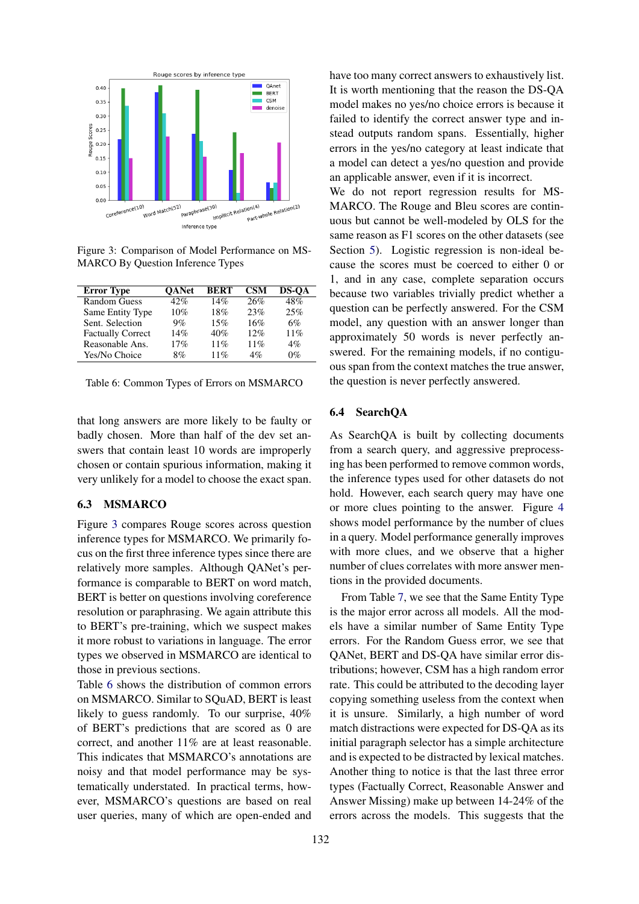Figure 3: Comparison of Model Performance on MS-MARCO By Question Inference Types

| Error Type | QANet | BERT | CSM | DS-QA |
|---|---|---|---|---|
| Random Guess | 42% | 14% | 26% | 48% |
| Same Entity Type | 10% | 18% | 23% | 25% |
| Sent. Selection | 9% | 15% | 16% | 6% |
| Factually Correct | 14% | 40% | 12% | 11% |
| Reasonable Ans. | 17% | 11% | 11% | 4% |
| Yes/No Choice | 8% | 11% | 4% | 0% |

Table 6: Common Types of Errors on MSMARCO

that long answers are more likely to be faulty or badly chosen. More than half of the dev set answers that contain least 10 words are improperly chosen or contain spurious information, making it very unlikely for a model to choose the exact span.

### 6.3 MSMARCO

Figure 3 compares Rouge scores across question inference types for MSMARCO. We primarily focus on the first three inference types since there are relatively more samples. Although QANet's performance is comparable to BERT on word match, BERT is better on questions involving coreference resolution or paraphrasing. We again attribute this to BERT's pre-training, which we suspect makes it more robust to variations in language. The error types we observed in MSMARCO are identical to those in previous sections.

Table 6 shows the distribution of common errors on MSMARCO. Similar to SQuAD, BERT is least likely to guess randomly. To our surprise, 40% of BERT's predictions that are scored as 0 are correct, and another 11% are at least reasonable. This indicates that MSMARCO's annotations are noisy and that model performance may be systematically understated. In practical terms, however, MSMARCO's questions are based on real user queries, many of which are open-ended and have too many correct answers to exhaustively list. It is worth mentioning that the reason the DS-QA model makes no yes/no choice errors is because it failed to identify the correct answer type and instead outputs random spans. Essentially, higher errors in the yes/no category at least indicate that a model can detect a yes/no question and provide an applicable answer, even if it is incorrect.

We do not report regression results for MS-MARCO. The Rouge and Bleu scores are continuous but cannot be well-modeled by OLS for the same reason as F1 scores on the other datasets (see Section 5). Logistic regression is non-ideal because the scores must be coerced to either 0 or 1, and in any case, complete separation occurs because two variables trivially predict whether a question can be perfectly answered. For the CSM model, any question with an answer longer than approximately 50 words is never perfectly answered. For the remaining models, if no contiguous span from the context matches the true answer, the question is never perfectly answered.

### 6.4 SearchQA

As SearchQA is built by collecting documents from a search query, and aggressive preprocessing has been performed to remove common words, the inference types used for other datasets do not hold. However, each search query may have one or more clues pointing to the answer. Figure 4 shows model performance by the number of clues in a query. Model performance generally improves with more clues, and we observe that a higher number of clues correlates with more answer mentions in the provided documents.

From Table 7, we see that the Same Entity Type is the major error across all models. All the models have a similar number of Same Entity Type errors. For the Random Guess error, we see that QANet, BERT and DS-QA have similar error distributions; however, CSM has a high random error rate. This could be attributed to the decoding layer copying something useless from the context when it is unsure. Similarly, a high number of word match distractions were expected for DS-QA as its initial paragraph selector has a simple architecture and is expected to be distracted by lexical matches. Another thing to notice is that the last three error types (Factually Correct, Reasonable Answer and Answer Missing) make up between 14-24% of the errors across the models. This suggests that the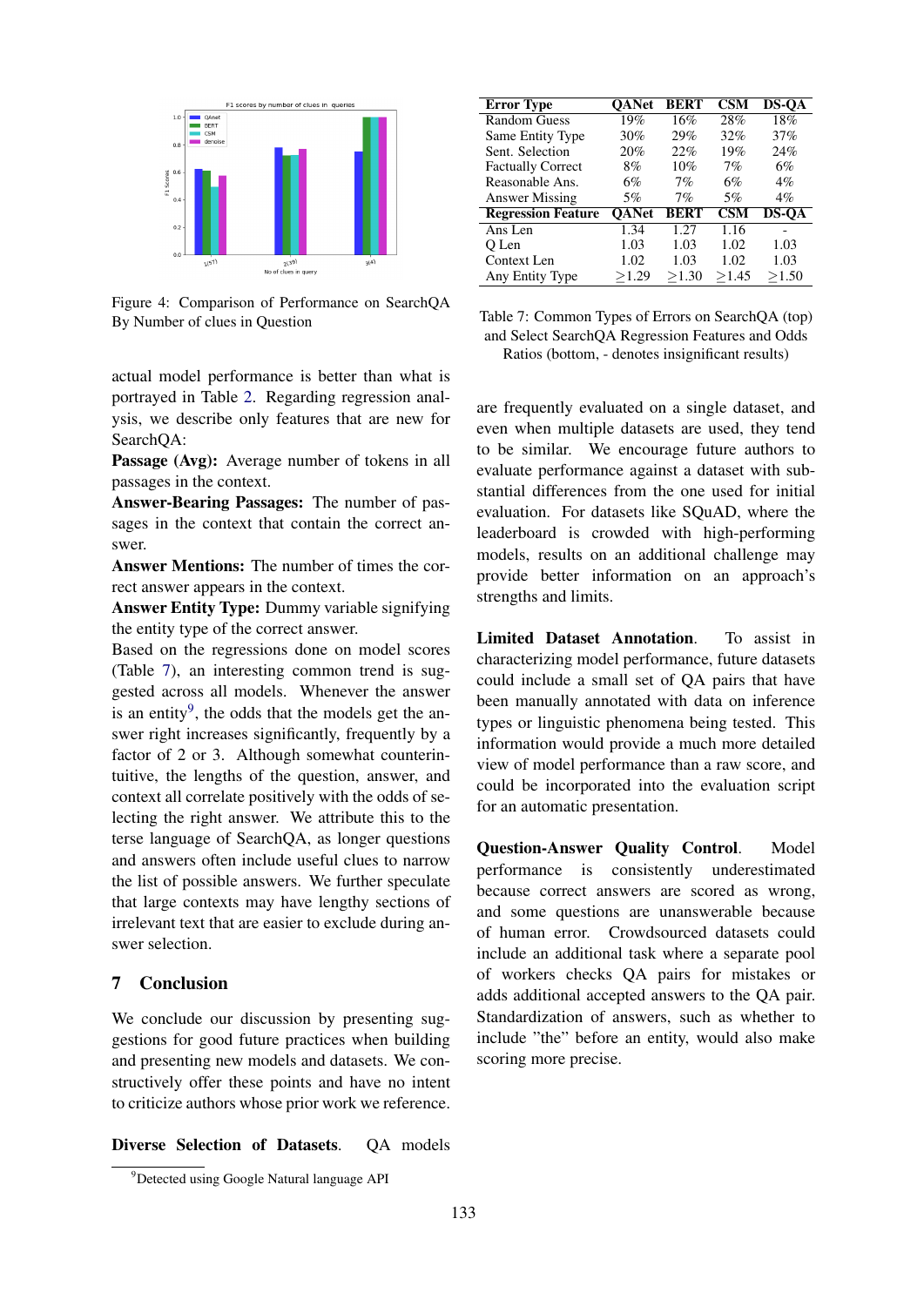Figure 4: Comparison of Performance on SearchQA By Number of clues in Question

| Error Type | QANet | BERT | CSM | DS-QA |
|---|---|---|---|---|
| Random Guess | 19% | 16% | 28% | 18% |
| Same Entity Type | 30% | 29% | 32% | 37% |
| Sent. Selection | 20% | 22% | 19% | 24% |
| Factually Correct | 8% | 10% | 7% | 6% |
| Reasonable Ans. | 6% | 7% | 6% | 4% |
| Answer Missing | 5% | 7% | 5% | 4% |
| **Regression Feature** | **QANet** | **BERT** | **CSM** | **DS-QA** |
| Ans Len | 1.34 | 1.27 | 1.16 | - |
| Q Len | 1.03 | 1.03 | 1.02 | 1.03 |
| Context Len | 1.02 | 1.03 | 1.02 | 1.03 |
| Any Entity Type | ≥1.29 | ≥1.30 | ≥1.45 | ≥1.50 |

Table 7: Common Types of Errors on SearchQA (top) and Select SearchQA Regression Features and Odds Ratios (bottom, - denotes insignificant results)

actual model performance is better than what is portrayed in Table 2. Regarding regression analysis, we describe only features that are new for SearchQA:

**Passage (Avg):** Average number of tokens in all passages in the context.

**Answer-Bearing Passages:** The number of passages in the context that contain the correct answer.

**Answer Mentions:** The number of times the correct answer appears in the context.

**Answer Entity Type:** Dummy variable signifying the entity type of the correct answer.

Based on the regressions done on model scores (Table 7), an interesting common trend is suggested across all models. Whenever the answer is an entity[9], the odds that the models get the answer right increases significantly, frequently by a factor of 2 or 3. Although somewhat counterintuitive, the lengths of the question, answer, and context all correlate positively with the odds of selecting the right answer. We attribute this to the terse language of SearchQA, as longer questions and answers often include useful clues to narrow the list of possible answers. We further speculate that large contexts may have lengthy sections of irrelevant text that are easier to exclude during answer selection.

## 7 Conclusion

We conclude our discussion by presenting suggestions for good future practices when building and presenting new models and datasets. We constructively offer these points and have no intent to criticize authors whose prior work we reference.

**Diverse Selection of Datasets**. QA models are frequently evaluated on a single dataset, and even when multiple datasets are used, they tend to be similar. We encourage future authors to evaluate performance against a dataset with substantial differences from the one used for initial evaluation. For datasets like SQuAD, where the leaderboard is crowded with high-performing models, results on an additional challenge may provide better information on an approach's strengths and limits.

**Limited Dataset Annotation**. To assist in characterizing model performance, future datasets could include a small set of QA pairs that have been manually annotated with data on inference types or linguistic phenomena being tested. This information would provide a much more detailed view of model performance than a raw score, and could be incorporated into the evaluation script for an automatic presentation.

**Question-Answer Quality Control**. Model performance is consistently underestimated because correct answers are scored as wrong, and some questions are unanswerable because of human error. Crowdsourced datasets could include an additional task where a separate pool of workers checks QA pairs for mistakes or adds additional accepted answers to the QA pair. Standardization of answers, such as whether to include "the" before an entity, would also make scoring more precise.

[9]Detected using Google Natural language API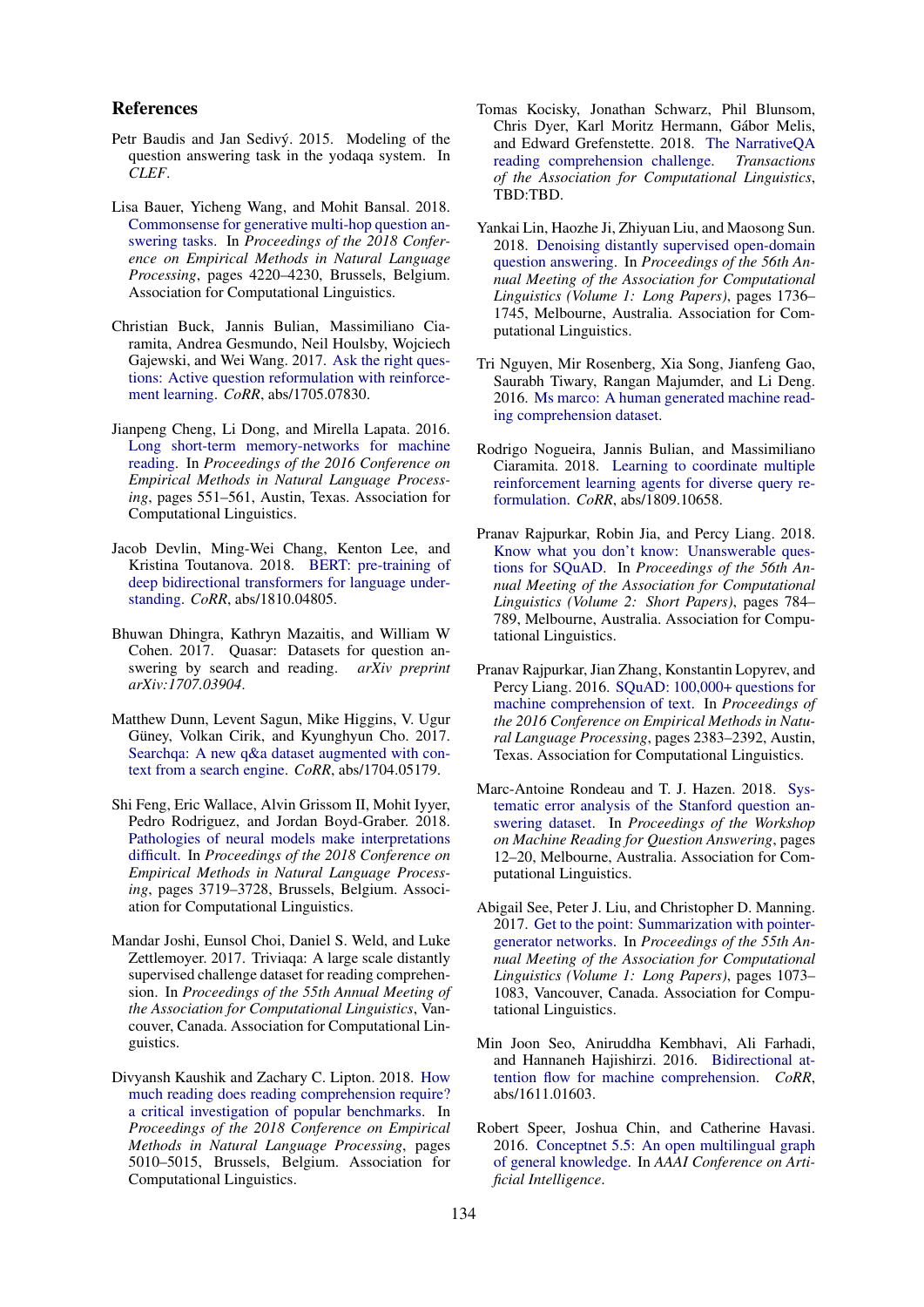## References

Petr Baudis and Jan Sedivý. 2015. Modeling of the question answering task in the yodaqa system. In *CLEF*.

Lisa Bauer, Yicheng Wang, and Mohit Bansal. 2018. Commonsense for generative multi-hop question answering tasks. In *Proceedings of the 2018 Conference on Empirical Methods in Natural Language Processing*, pages 4220–4230, Brussels, Belgium. Association for Computational Linguistics.

Christian Buck, Jannis Bulian, Massimiliano Ciaramita, Andrea Gesmundo, Neil Houlsby, Wojciech Gajewski, and Wei Wang. 2017. Ask the right questions: Active question reformulation with reinforcement learning. *CoRR*, abs/1705.07830.

Jianpeng Cheng, Li Dong, and Mirella Lapata. 2016. Long short-term memory-networks for machine reading. In *Proceedings of the 2016 Conference on Empirical Methods in Natural Language Processing*, pages 551–561, Austin, Texas. Association for Computational Linguistics.

Jacob Devlin, Ming-Wei Chang, Kenton Lee, and Kristina Toutanova. 2018. BERT: pre-training of deep bidirectional transformers for language understanding. *CoRR*, abs/1810.04805.

Bhuwan Dhingra, Kathryn Mazaitis, and William W Cohen. 2017. Quasar: Datasets for question answering by search and reading. *arXiv preprint arXiv:1707.03904*.

Matthew Dunn, Levent Sagun, Mike Higgins, V. Ugur Güney, Volkan Cirik, and Kyunghyun Cho. 2017. Searchqa: A new q&a dataset augmented with context from a search engine. *CoRR*, abs/1704.05179.

Shi Feng, Eric Wallace, Alvin Grissom II, Mohit Iyyer, Pedro Rodriguez, and Jordan Boyd-Graber. 2018. Pathologies of neural models make interpretations difficult. In *Proceedings of the 2018 Conference on Empirical Methods in Natural Language Processing*, pages 3719–3728, Brussels, Belgium. Association for Computational Linguistics.

Mandar Joshi, Eunsol Choi, Daniel S. Weld, and Luke Zettlemoyer. 2017. Triviaqa: A large scale distantly supervised challenge dataset for reading comprehension. In *Proceedings of the 55th Annual Meeting of the Association for Computational Linguistics*, Vancouver, Canada. Association for Computational Linguistics.

Divyansh Kaushik and Zachary C. Lipton. 2018. How much reading does reading comprehension require? a critical investigation of popular benchmarks. In *Proceedings of the 2018 Conference on Empirical Methods in Natural Language Processing*, pages 5010–5015, Brussels, Belgium. Association for Computational Linguistics.

Tomas Kocisky, Jonathan Schwarz, Phil Blunsom, Chris Dyer, Karl Moritz Hermann, Gábor Melis, and Edward Grefenstette. 2018. The NarrativeQA reading comprehension challenge. *Transactions of the Association for Computational Linguistics*, TBD:TBD.

Yankai Lin, Haozhe Ji, Zhiyuan Liu, and Maosong Sun. 2018. Denoising distantly supervised open-domain question answering. In *Proceedings of the 56th Annual Meeting of the Association for Computational Linguistics (Volume 1: Long Papers)*, pages 1736–1745, Melbourne, Australia. Association for Computational Linguistics.

Tri Nguyen, Mir Rosenberg, Xia Song, Jianfeng Gao, Saurabh Tiwary, Rangan Majumder, and Li Deng. 2016. Ms marco: A human generated machine reading comprehension dataset.

Rodrigo Nogueira, Jannis Bulian, and Massimiliano Ciaramita. 2018. Learning to coordinate multiple reinforcement learning agents for diverse query reformulation. *CoRR*, abs/1809.10658.

Pranav Rajpurkar, Robin Jia, and Percy Liang. 2018. Know what you don't know: Unanswerable questions for SQuAD. In *Proceedings of the 56th Annual Meeting of the Association for Computational Linguistics (Volume 2: Short Papers)*, pages 784–789, Melbourne, Australia. Association for Computational Linguistics.

Pranav Rajpurkar, Jian Zhang, Konstantin Lopyrev, and Percy Liang. 2016. SQuAD: 100,000+ questions for machine comprehension of text. In *Proceedings of the 2016 Conference on Empirical Methods in Natural Language Processing*, pages 2383–2392, Austin, Texas. Association for Computational Linguistics.

Marc-Antoine Rondeau and T. J. Hazen. 2018. Systematic error analysis of the Stanford question answering dataset. In *Proceedings of the Workshop on Machine Reading for Question Answering*, pages 12–20, Melbourne, Australia. Association for Computational Linguistics.

Abigail See, Peter J. Liu, and Christopher D. Manning. 2017. Get to the point: Summarization with pointer-generator networks. In *Proceedings of the 55th Annual Meeting of the Association for Computational Linguistics (Volume 1: Long Papers)*, pages 1073–1083, Vancouver, Canada. Association for Computational Linguistics.

Min Joon Seo, Aniruddha Kembhavi, Ali Farhadi, and Hannaneh Hajishirzi. 2016. Bidirectional attention flow for machine comprehension. *CoRR*, abs/1611.01603.

Robert Speer, Joshua Chin, and Catherine Havasi. 2016. Conceptnet 5.5: An open multilingual graph of general knowledge. In *AAAI Conference on Artificial Intelligence*.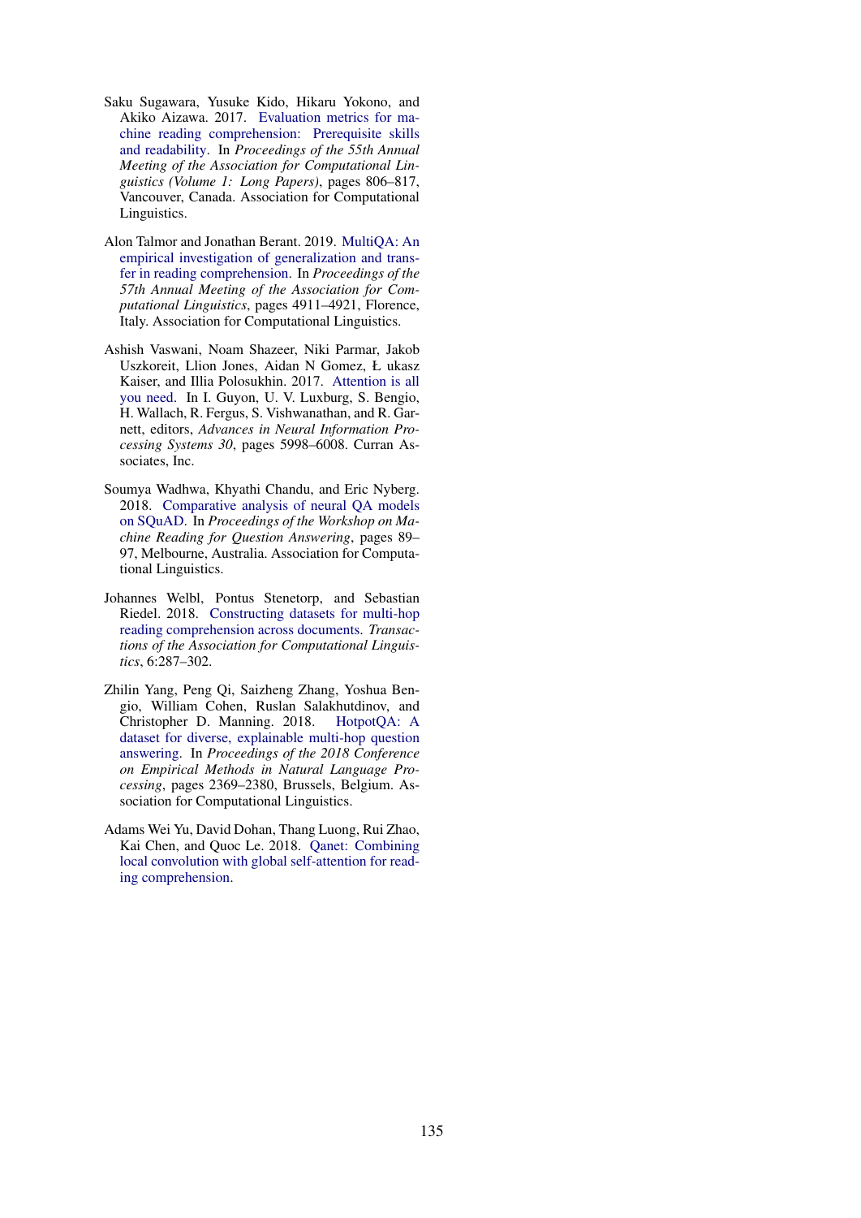Saku Sugawara, Yusuke Kido, Hikaru Yokono, and Akiko Aizawa. 2017. Evaluation metrics for machine reading comprehension: Prerequisite skills and readability. In *Proceedings of the 55th Annual Meeting of the Association for Computational Linguistics (Volume 1: Long Papers)*, pages 806–817, Vancouver, Canada. Association for Computational Linguistics.

Alon Talmor and Jonathan Berant. 2019. MultiQA: An empirical investigation of generalization and transfer in reading comprehension. In *Proceedings of the 57th Annual Meeting of the Association for Computational Linguistics*, pages 4911–4921, Florence, Italy. Association for Computational Linguistics.

Ashish Vaswani, Noam Shazeer, Niki Parmar, Jakob Uszkoreit, Llion Jones, Aidan N Gomez, Ł ukasz Kaiser, and Illia Polosukhin. 2017. Attention is all you need. In I. Guyon, U. V. Luxburg, S. Bengio, H. Wallach, R. Fergus, S. Vishwanathan, and R. Garnett, editors, *Advances in Neural Information Processing Systems 30*, pages 5998–6008. Curran Associates, Inc.

Soumya Wadhwa, Khyathi Chandu, and Eric Nyberg. 2018. Comparative analysis of neural QA models on SQuAD. In *Proceedings of the Workshop on Machine Reading for Question Answering*, pages 89–97, Melbourne, Australia. Association for Computational Linguistics.

Johannes Welbl, Pontus Stenetorp, and Sebastian Riedel. 2018. Constructing datasets for multi-hop reading comprehension across documents. *Transactions of the Association for Computational Linguistics*, 6:287–302.

Zhilin Yang, Peng Qi, Saizheng Zhang, Yoshua Bengio, William Cohen, Ruslan Salakhutdinov, and Christopher D. Manning. 2018. HotpotQA: A dataset for diverse, explainable multi-hop question answering. In *Proceedings of the 2018 Conference on Empirical Methods in Natural Language Processing*, pages 2369–2380, Brussels, Belgium. Association for Computational Linguistics.

Adams Wei Yu, David Dohan, Thang Luong, Rui Zhao, Kai Chen, and Quoc Le. 2018. Qanet: Combining local convolution with global self-attention for reading comprehension.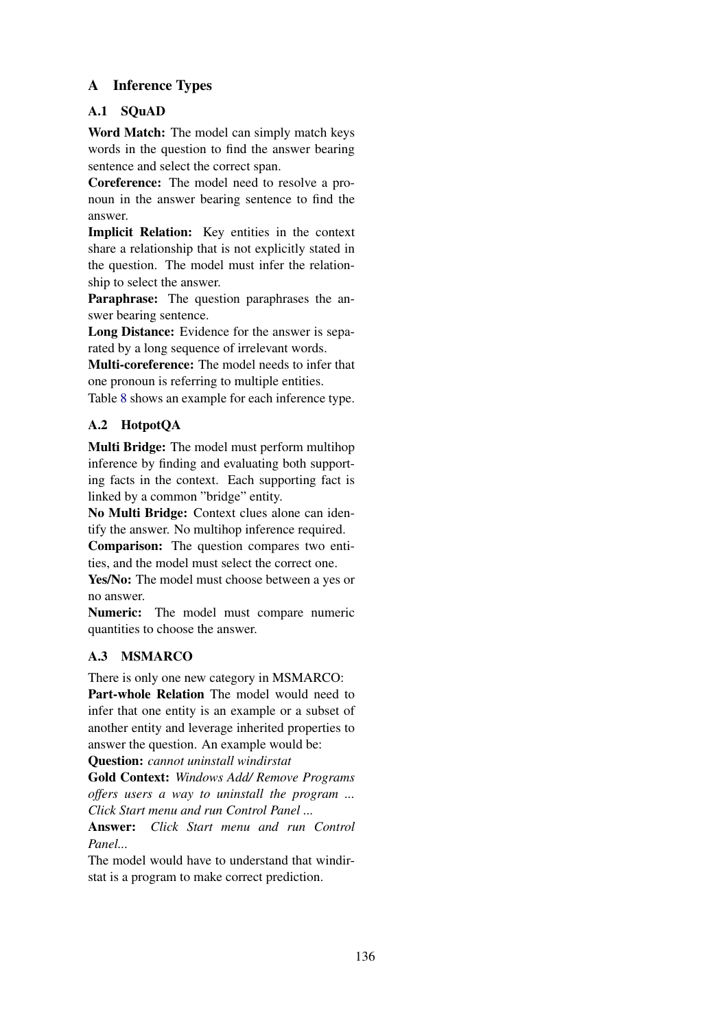# A Inference Types

## A.1 SQuAD

**Word Match:** The model can simply match keys words in the question to find the answer bearing sentence and select the correct span.

**Coreference:** The model need to resolve a pronoun in the answer bearing sentence to find the answer.

**Implicit Relation:** Key entities in the context share a relationship that is not explicitly stated in the question. The model must infer the relationship to select the answer.

**Paraphrase:** The question paraphrases the answer bearing sentence.

**Long Distance:** Evidence for the answer is separated by a long sequence of irrelevant words.

**Multi-coreference:** The model needs to infer that one pronoun is referring to multiple entities.

Table 8 shows an example for each inference type.

## A.2 HotpotQA

**Multi Bridge:** The model must perform multihop inference by finding and evaluating both supporting facts in the context. Each supporting fact is linked by a common "bridge" entity.

**No Multi Bridge:** Context clues alone can identify the answer. No multihop inference required.

**Comparison:** The question compares two entities, and the model must select the correct one.

**Yes/No:** The model must choose between a yes or no answer.

**Numeric:** The model must compare numeric quantities to choose the answer.

## A.3 MSMARCO

There is only one new category in MSMARCO:

**Part-whole Relation** The model would need to infer that one entity is an example or a subset of another entity and leverage inherited properties to answer the question. An example would be:

**Question:** *cannot uninstall windirstat*

**Gold Context:** *Windows Add/ Remove Programs offers users a way to uninstall the program ... Click Start menu and run Control Panel ...*

**Answer:** *Click Start menu and run Control Panel...*

The model would have to understand that windirstat is a program to make correct prediction.